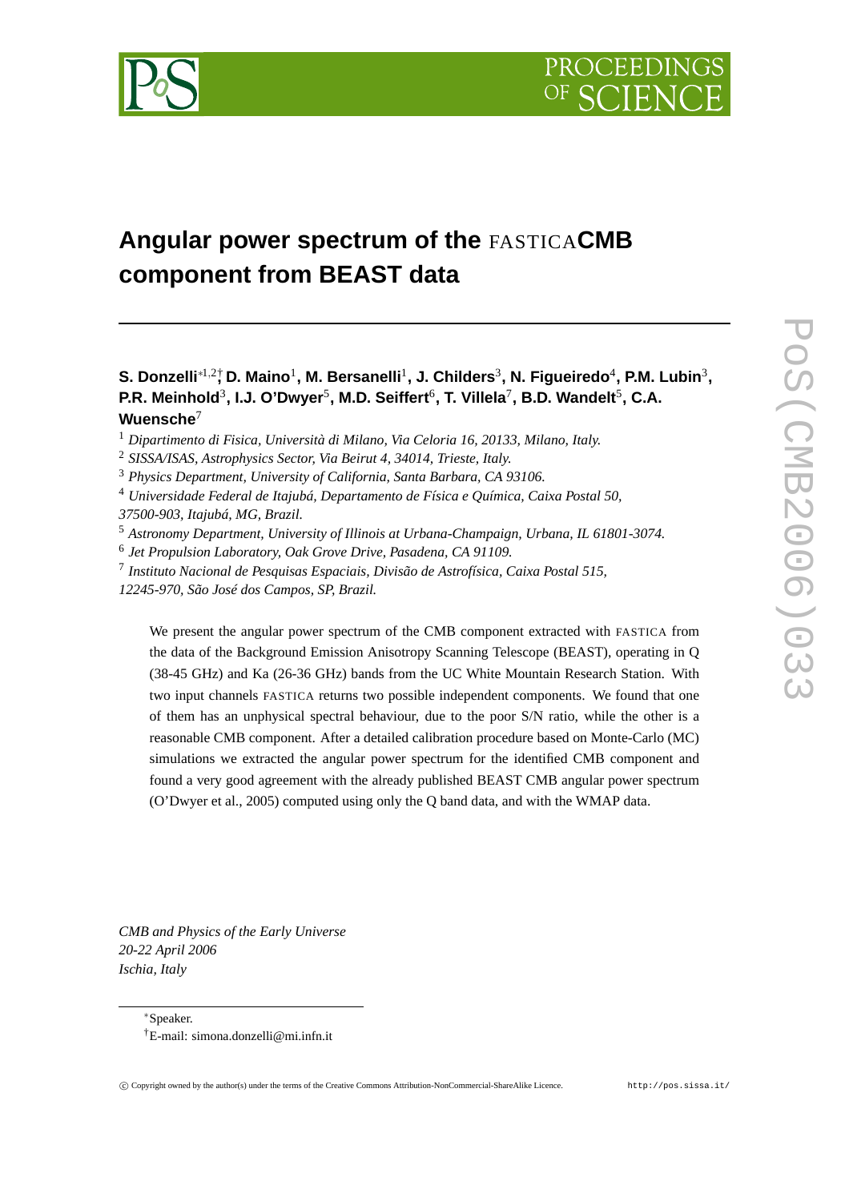# Angular power spectrum of the FASTICA CMB component from BEAST data

**S. Donzelli**[*1,2†] **D. Maino**[1]**, M. Bersanelli**[1]**, J. Childers**[3]**, N. Figueiredo**[4]**, P.M. Lubin**[3]**, P.R. Meinhold**[3]**, I.J. O'Dwyer**[5]**, M.D. Seiffert**[6]**, T. Villela**[7]**, B.D. Wandelt**[5]**, C.A. Wuensche**[7]

[1] *Dipartimento di Fisica, Università di Milano, Via Celoria 16, 20133, Milano, Italy.*
[2] *SISSA/ISAS, Astrophysics Sector, Via Beirut 4, 34014, Trieste, Italy.*
[3] *Physics Department, University of California, Santa Barbara, CA 93106.*
[4] *Universidade Federal de Itajubá, Departamento de Física e Química, Caixa Postal 50, 37500-903, Itajubá, MG, Brazil.*
[5] *Astronomy Department, University of Illinois at Urbana-Champaign, Urbana, IL 61801-3074.*
[6] *Jet Propulsion Laboratory, Oak Grove Drive, Pasadena, CA 91109.*
[7] *Instituto Nacional de Pesquisas Espaciais, Divisão de Astrofísica, Caixa Postal 515, 12245-970, São José dos Campos, SP, Brazil.*

We present the angular power spectrum of the CMB component extracted with FASTICA from the data of the Background Emission Anisotropy Scanning Telescope (BEAST), operating in Q (38-45 GHz) and Ka (26-36 GHz) bands from the UC White Mountain Research Station. With two input channels FASTICA returns two possible independent components. We found that one of them has an unphysical spectral behaviour, due to the poor S/N ratio, while the other is a reasonable CMB component. After a detailed calibration procedure based on Monte-Carlo (MC) simulations we extracted the angular power spectrum for the identified CMB component and found a very good agreement with the already published BEAST CMB angular power spectrum (O'Dwyer et al., 2005) computed using only the Q band data, and with the WMAP data.

*CMB and Physics of the Early Universe*
*20-22 April 2006*
*Ischia, Italy*

[*] Speaker.
[†] E-mail: simona.donzelli@mi.infn.it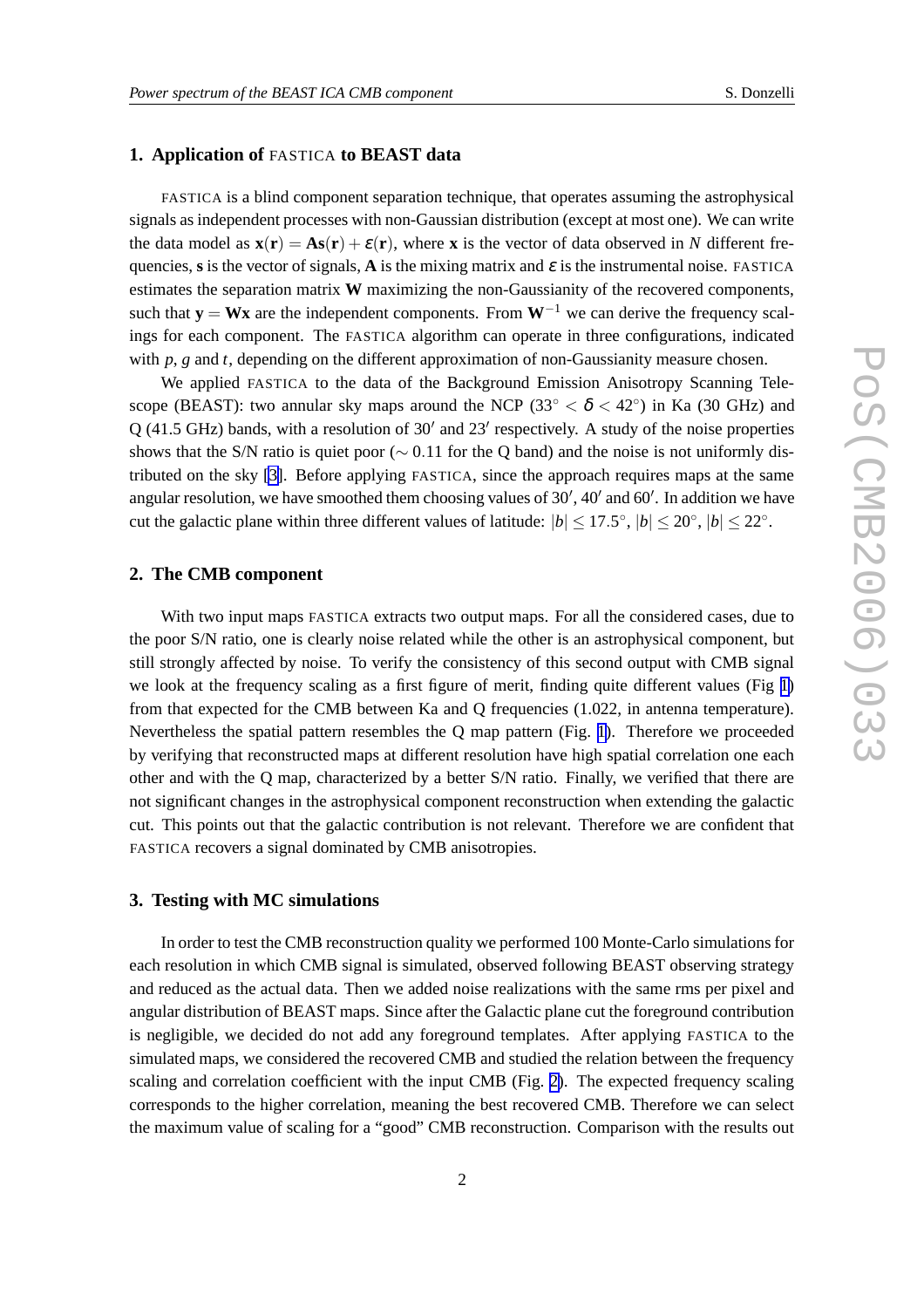## 1. Application of FASTICA to BEAST data

FASTICA is a blind component separation technique, that operates assuming the astrophysical signals as independent processes with non-Gaussian distribution (except at most one). We can write the data model as $\mathbf{x}(\mathbf{r}) = \mathbf{A}\mathbf{s}(\mathbf{r}) + \varepsilon(\mathbf{r})$, where $\mathbf{x}$ is the vector of data observed in $N$ different frequencies, $\mathbf{s}$ is the vector of signals, $\mathbf{A}$ is the mixing matrix and $\varepsilon$ is the instrumental noise. FASTICA estimates the separation matrix $\mathbf{W}$ maximizing the non-Gaussianity of the recovered components, such that $\mathbf{y} = \mathbf{W}\mathbf{x}$ are the independent components. From $\mathbf{W}^{-1}$ we can derive the frequency scalings for each component. The FASTICA algorithm can operate in three configurations, indicated with $p$, $g$ and $t$, depending on the different approximation of non-Gaussianity measure chosen.

We applied FASTICA to the data of the Background Emission Anisotropy Scanning Telescope (BEAST): two annular sky maps around the NCP ($33^\circ < \delta < 42^\circ$) in Ka (30 GHz) and Q (41.5 GHz) bands, with a resolution of $30'$ and $23'$ respectively. A study of the noise properties shows that the S/N ratio is quiet poor ($\sim 0.11$ for the Q band) and the noise is not uniformly distributed on the sky [3]. Before applying FASTICA, since the approach requires maps at the same angular resolution, we have smoothed them choosing values of $30'$, $40'$ and $60'$. In addition we have cut the galactic plane within three different values of latitude: $|b| \leq 17.5^\circ$, $|b| \leq 20^\circ$, $|b| \leq 22^\circ$.

## 2. The CMB component

With two input maps FASTICA extracts two output maps. For all the considered cases, due to the poor S/N ratio, one is clearly noise related while the other is an astrophysical component, but still strongly affected by noise. To verify the consistency of this second output with CMB signal we look at the frequency scaling as a first figure of merit, finding quite different values (Fig 1) from that expected for the CMB between Ka and Q frequencies (1.022, in antenna temperature). Nevertheless the spatial pattern resembles the Q map pattern (Fig. 1). Therefore we proceeded by verifying that reconstructed maps at different resolution have high spatial correlation one each other and with the Q map, characterized by a better S/N ratio. Finally, we verified that there are not significant changes in the astrophysical component reconstruction when extending the galactic cut. This points out that the galactic contribution is not relevant. Therefore we are confident that FASTICA recovers a signal dominated by CMB anisotropies.

## 3. Testing with MC simulations

In order to test the CMB reconstruction quality we performed 100 Monte-Carlo simulations for each resolution in which CMB signal is simulated, observed following BEAST observing strategy and reduced as the actual data. Then we added noise realizations with the same rms per pixel and angular distribution of BEAST maps. Since after the Galactic plane cut the foreground contribution is negligible, we decided do not add any foreground templates. After applying FASTICA to the simulated maps, we considered the recovered CMB and studied the relation between the frequency scaling and correlation coefficient with the input CMB (Fig. 2). The expected frequency scaling corresponds to the higher correlation, meaning the best recovered CMB. Therefore we can select the maximum value of scaling for a "good" CMB reconstruction. Comparison with the results out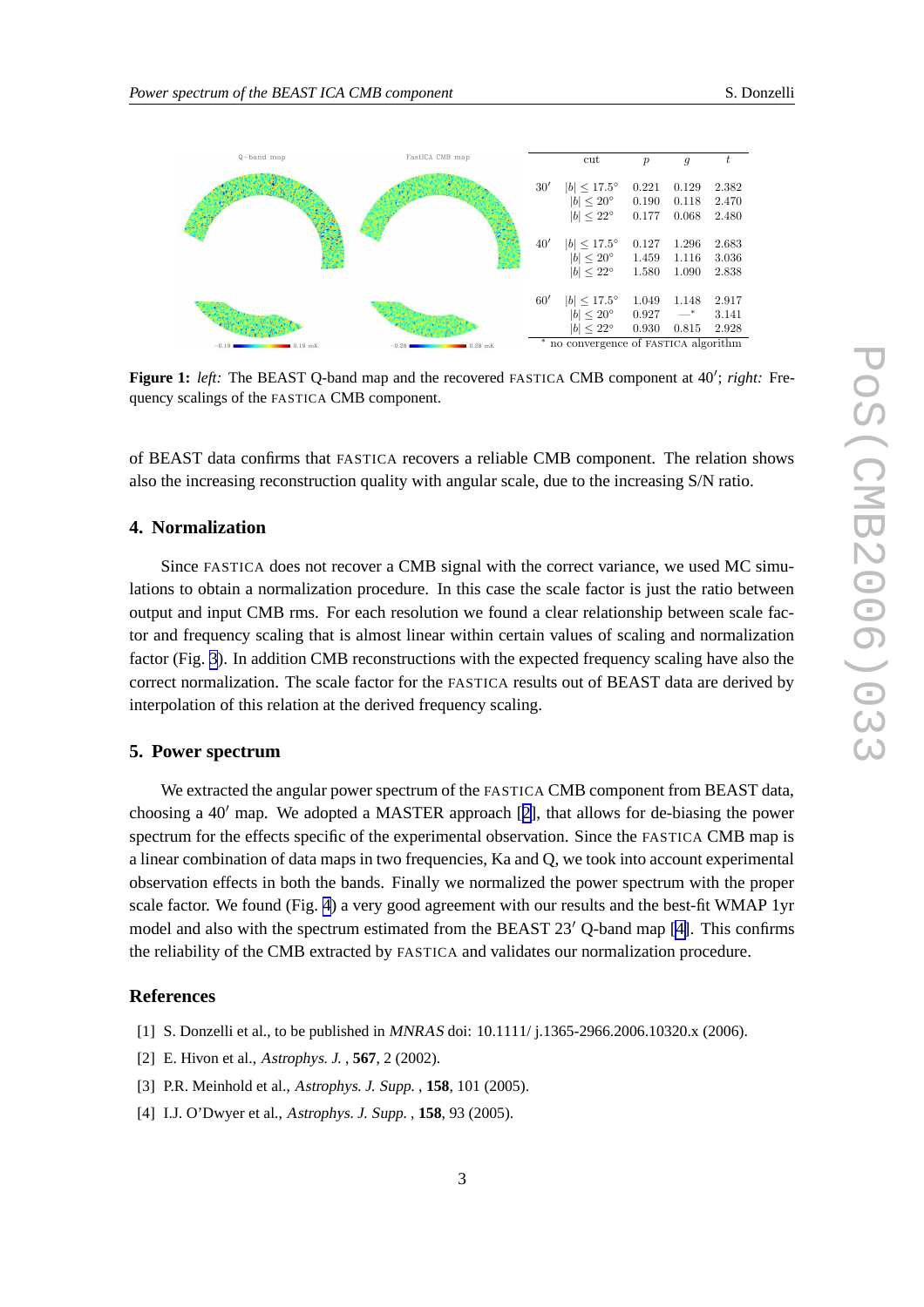| | cut | $p$ | $g$ | $t$ |
|---|---|---|---|---|
| 30′ | $\lvert b\rvert \leq 17.5°$ | 0.221 | 0.129 | 2.382 |
| | $\lvert b\rvert \leq 20°$ | 0.190 | 0.118 | 2.470 |
| | $\lvert b\rvert \leq 22°$ | 0.177 | 0.068 | 2.480 |
| 40′ | $\lvert b\rvert \leq 17.5°$ | 0.127 | 1.296 | 2.683 |
| | $\lvert b\rvert \leq 20°$ | 1.459 | 1.116 | 3.036 |
| | $\lvert b\rvert \leq 22°$ | 1.580 | 1.090 | 2.838 |
| 60′ | $\lvert b\rvert \leq 17.5°$ | 1.049 | 1.148 | 2.917 |
| | $\lvert b\rvert \leq 20°$ | 0.927 | —* | 3.141 |
| | $\lvert b\rvert \leq 22°$ | 0.930 | 0.815 | 2.928 |

* no convergence of FASTICA algorithm

**Figure 1:** *left:* The BEAST Q-band map and the recovered FASTICA CMB component at 40′; *right:* Frequency scalings of the FASTICA CMB component.

of BEAST data confirms that FASTICA recovers a reliable CMB component. The relation shows also the increasing reconstruction quality with angular scale, due to the increasing S/N ratio.

## 4. Normalization

Since FASTICA does not recover a CMB signal with the correct variance, we used MC simulations to obtain a normalization procedure. In this case the scale factor is just the ratio between output and input CMB rms. For each resolution we found a clear relationship between scale factor and frequency scaling that is almost linear within certain values of scaling and normalization factor (Fig. 3). In addition CMB reconstructions with the expected frequency scaling have also the correct normalization. The scale factor for the FASTICA results out of BEAST data are derived by interpolation of this relation at the derived frequency scaling.

## 5. Power spectrum

We extracted the angular power spectrum of the FASTICA CMB component from BEAST data, choosing a 40′ map. We adopted a MASTER approach [2], that allows for de-biasing the power spectrum for the effects specific of the experimental observation. Since the FASTICA CMB map is a linear combination of data maps in two frequencies, Ka and Q, we took into account experimental observation effects in both the bands. Finally we normalized the power spectrum with the proper scale factor. We found (Fig. 4) a very good agreement with our results and the best-fit WMAP 1yr model and also with the spectrum estimated from the BEAST 23′ Q-band map [4]. This confirms the reliability of the CMB extracted by FASTICA and validates our normalization procedure.

## References

[1] S. Donzelli et al., to be published in *MNRAS* doi: 10.1111/ j.1365-2966.2006.10320.x (2006).

[2] E. Hivon et al., *Astrophys. J.* , **567**, 2 (2002).

[3] P.R. Meinhold et al., *Astrophys. J. Supp.* , **158**, 101 (2005).

[4] I.J. O'Dwyer et al., *Astrophys. J. Supp.* , **158**, 93 (2005).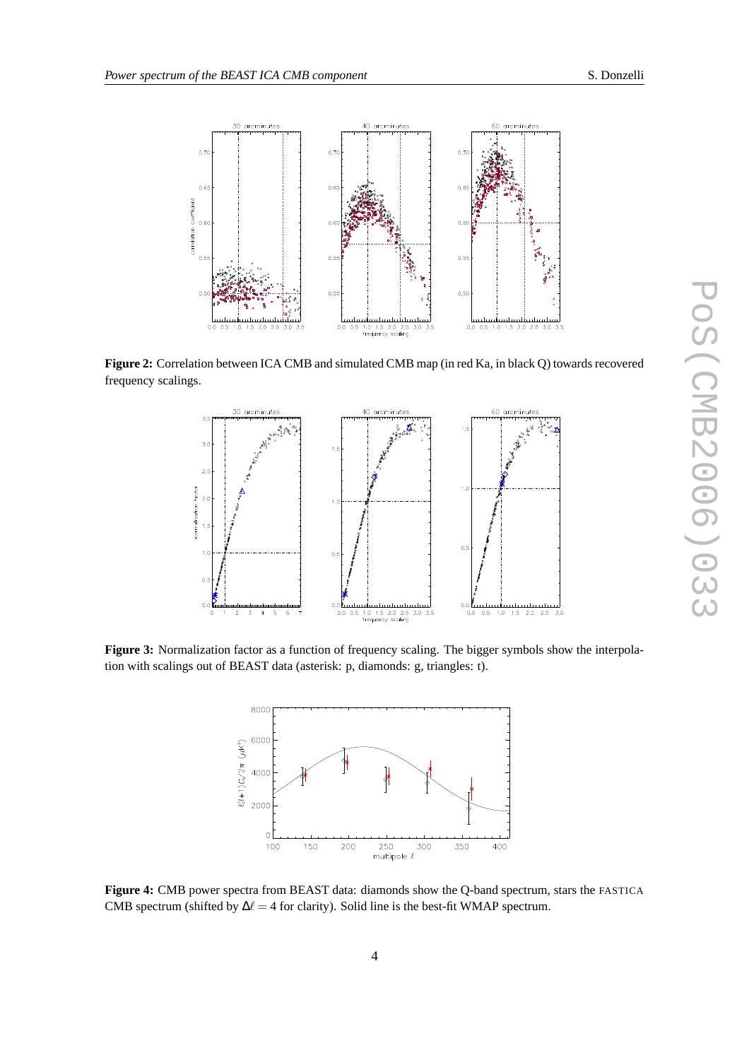30 arcminutes

40 arcminutes

60 arcminutes

correlation coefficient

0.70
0.65
0.60
0.55
0.50

0.0 0.5 1.0 1.5 2.0 2.5 3.0 3.5

frequency scaling

**Figure 2:** Correlation between ICA CMB and simulated CMB map (in red Ka, in black Q) towards recovered frequency scalings.

30 arcminutes

40 arcminutes

60 arcminutes

normalization factor

frequency scaling

**Figure 3:** Normalization factor as a function of frequency scaling. The bigger symbols show the interpolation with scalings out of BEAST data (asterisk: p, diamonds: g, triangles: t).

$\ell(\ell+1)C_\ell/2\pi$ $(\mu K^2)$

8000
6000
4000
2000
0

100 150 200 250 300 350 400

multipole $\ell$

**Figure 4:** CMB power spectra from BEAST data: diamonds show the Q-band spectrum, stars the FASTICA CMB spectrum (shifted by $\Delta\ell = 4$ for clarity). Solid line is the best-fit WMAP spectrum.